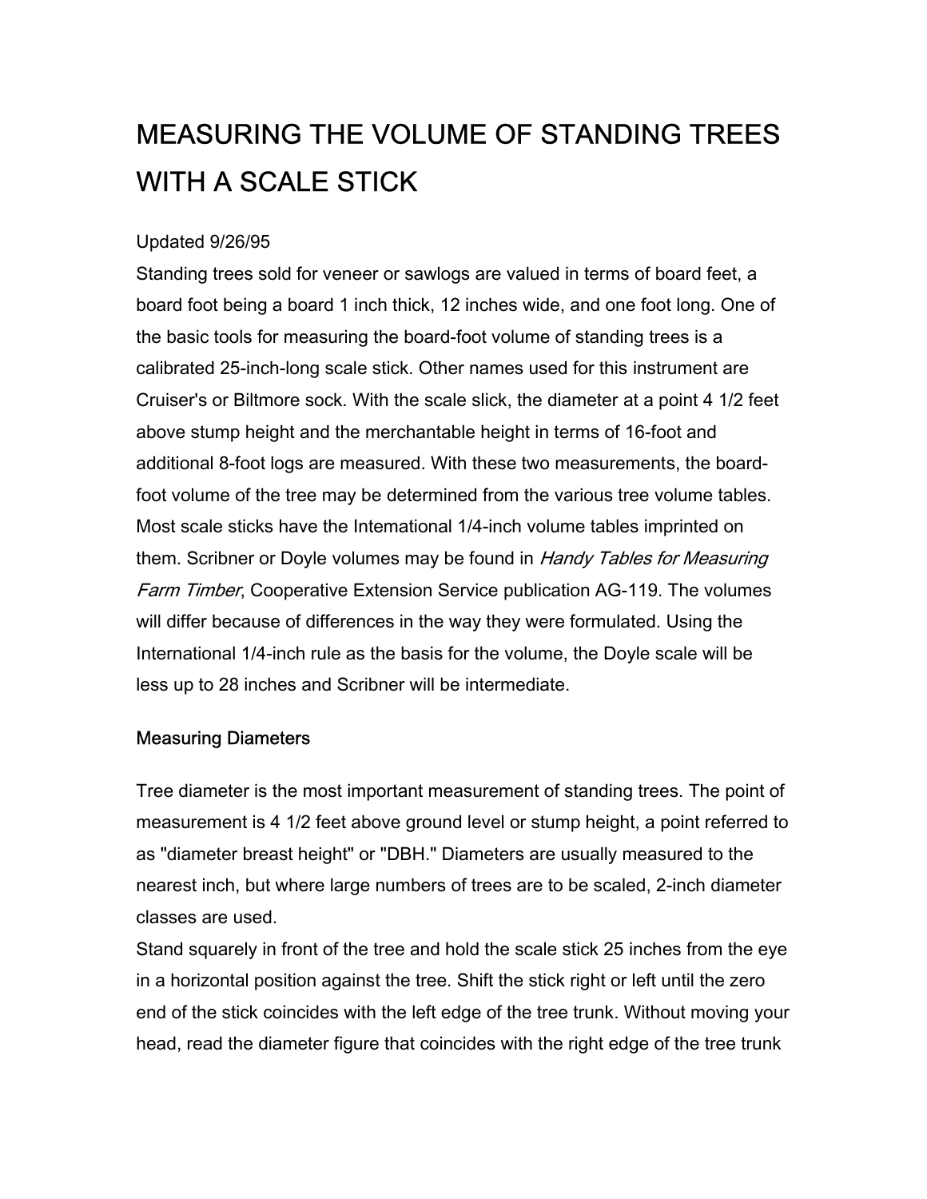# MEASURING THE VOLUME OF STANDING TREES WITH A SCALE STICK

Updated 9/26/95

Standing trees sold for veneer or sawlogs are valued in terms of board feet, a board foot being a board 1 inch thick, 12 inches wide, and one foot long. One of the basic tools for measuring the board-foot volume of standing trees is a calibrated 25-inch-long scale stick. Other names used for this instrument are Cruiser's or Biltmore sock. With the scale slick, the diameter at a point 4 1/2 feet above stump height and the merchantable height in terms of 16-foot and additional 8-foot logs are measured. With these two measurements, the board-foot volume of the tree may be determined from the various tree volume tables. Most scale sticks have the Intemational 1/4-inch volume tables imprinted on them. Scribner or Doyle volumes may be found in *Handy Tables for Measuring Farm Timber*, Cooperative Extension Service publication AG-119. The volumes will differ because of differences in the way they were formulated. Using the International 1/4-inch rule as the basis for the volume, the Doyle scale will be less up to 28 inches and Scribner will be intermediate.

## Measuring Diameters

Tree diameter is the most important measurement of standing trees. The point of measurement is 4 1/2 feet above ground level or stump height, a point referred to as "diameter breast height" or "DBH." Diameters are usually measured to the nearest inch, but where large numbers of trees are to be scaled, 2-inch diameter classes are used.

Stand squarely in front of the tree and hold the scale stick 25 inches from the eye in a horizontal position against the tree. Shift the stick right or left until the zero end of the stick coincides with the left edge of the tree trunk. Without moving your head, read the diameter figure that coincides with the right edge of the tree trunk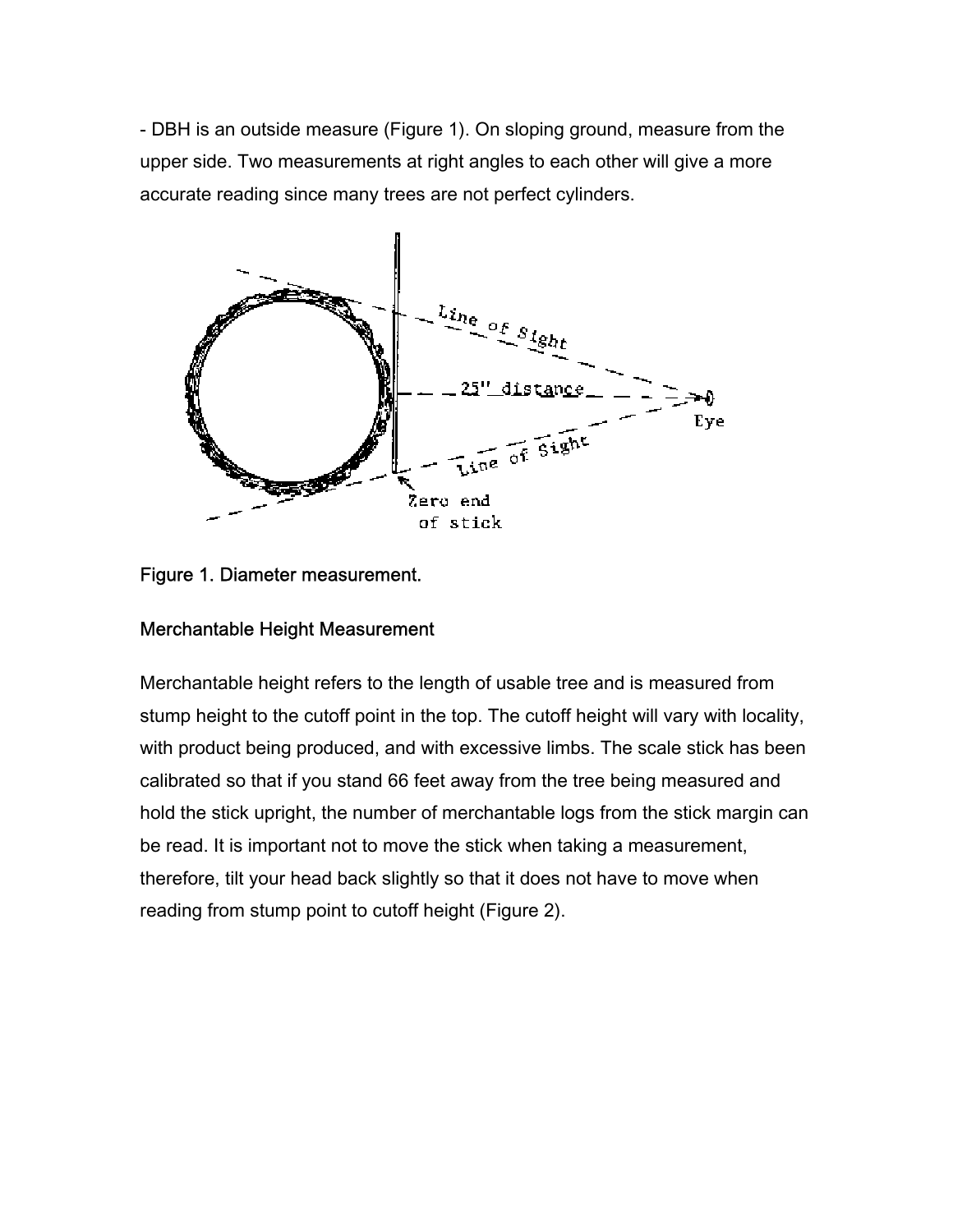- DBH is an outside measure (Figure 1). On sloping ground, measure from the upper side. Two measurements at right angles to each other will give a more accurate reading since many trees are not perfect cylinders.

Figure 1. Diameter measurement.

## Merchantable Height Measurement

Merchantable height refers to the length of usable tree and is measured from stump height to the cutoff point in the top. The cutoff height will vary with locality, with product being produced, and with excessive limbs. The scale stick has been calibrated so that if you stand 66 feet away from the tree being measured and hold the stick upright, the number of merchantable logs from the stick margin can be read. It is important not to move the stick when taking a measurement, therefore, tilt your head back slightly so that it does not have to move when reading from stump point to cutoff height (Figure 2).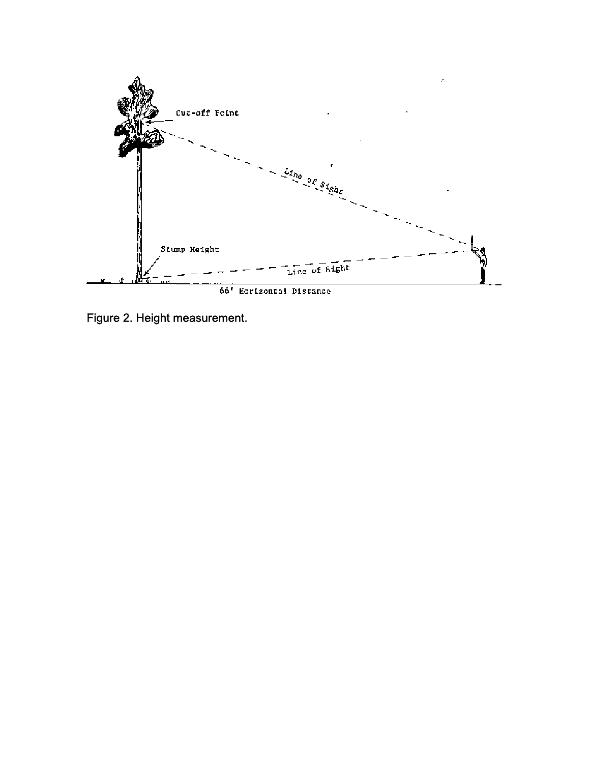Cut-off Point

Line of Sight

Stump Height

Line of Sight

66' Horizontal Distance

Figure 2. Height measurement.